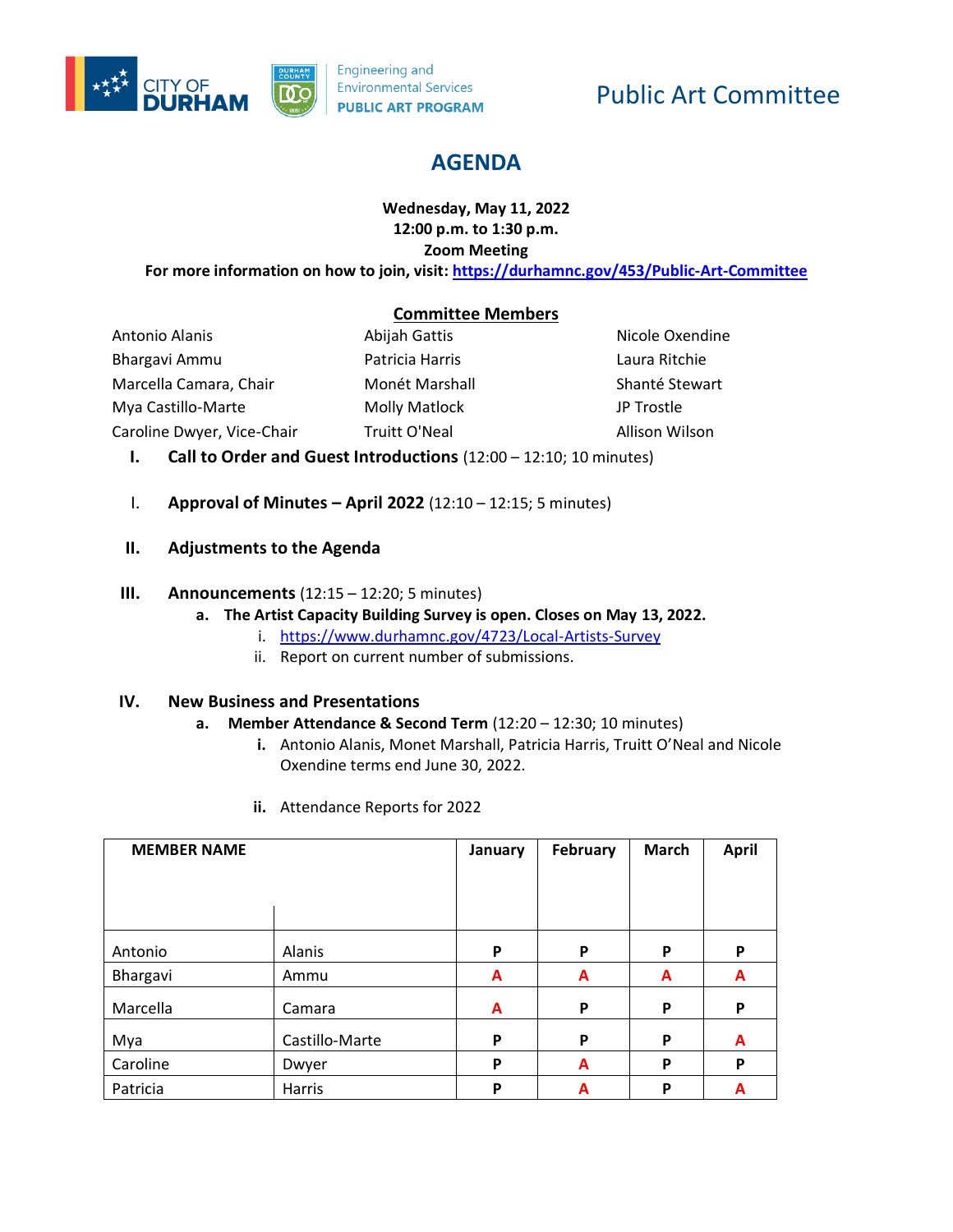CITY OF DURHAM | DURHAM COUNTY | Engineering and Environmental Services PUBLIC ART PROGRAM

# Public Art Committee

## AGENDA

**Wednesday, May 11, 2022**
**12:00 p.m. to 1:30 p.m.**
**Zoom Meeting**
**For more information on how to join, visit: https://durhamnc.gov/453/Public-Art-Committee**

### Committee Members

Antonio Alanis
Bhargavi Ammu
Marcella Camara, Chair
Mya Castillo-Marte
Caroline Dwyer, Vice-Chair
Abijah Gattis
Patricia Harris
Monét Marshall
Molly Matlock
Truitt O'Neal
Nicole Oxendine
Laura Ritchie
Shanté Stewart
JP Trostle
Allison Wilson

I. **Call to Order and Guest Introductions** (12:00 – 12:10; 10 minutes)

I. **Approval of Minutes – April 2022** (12:10 – 12:15; 5 minutes)

II. **Adjustments to the Agenda**

III. **Announcements** (12:15 – 12:20; 5 minutes)

   a. **The Artist Capacity Building Survey is open. Closes on May 13, 2022.**
      i. https://www.durhamnc.gov/4723/Local-Artists-Survey
      ii. Report on current number of submissions.

IV. **New Business and Presentations**

   a. **Member Attendance & Second Term** (12:20 – 12:30; 10 minutes)
      i. Antonio Alanis, Monet Marshall, Patricia Harris, Truitt O'Neal and Nicole Oxendine terms end June 30, 2022.

      ii. Attendance Reports for 2022

| MEMBER NAME | | January | February | March | April |
|---|---|---|---|---|---|
| Antonio | Alanis | P | P | P | P |
| Bhargavi | Ammu | A | A | A | A |
| Marcella | Camara | A | P | P | P |
| Mya | Castillo-Marte | P | P | P | A |
| Caroline | Dwyer | P | A | P | P |
| Patricia | Harris | P | A | P | A |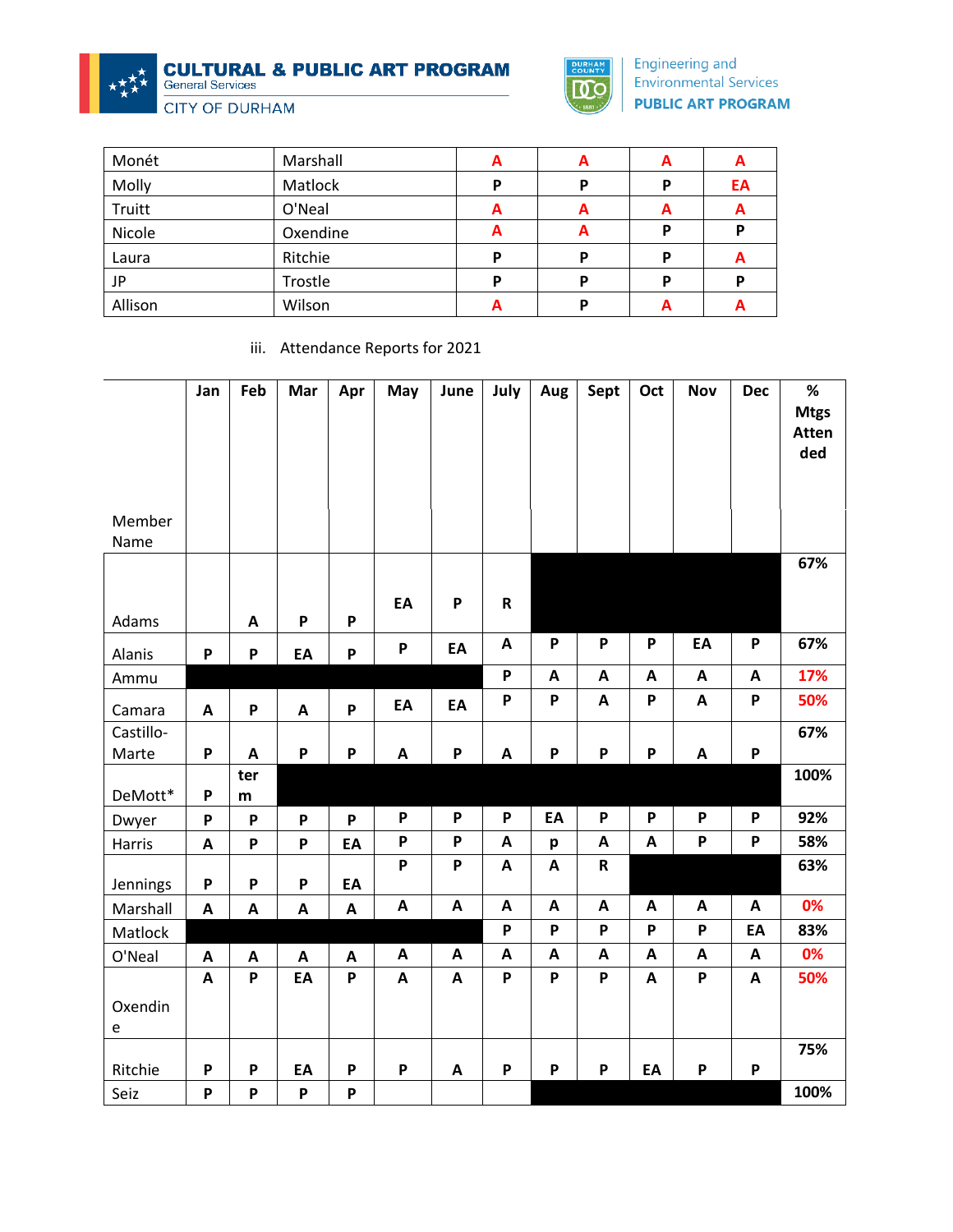| Monét | Marshall | A | A | A | A |
|---|---|---|---|---|---|
| Molly | Matlock | P | P | P | EA |
| Truitt | O'Neal | A | A | A | A |
| Nicole | Oxendine | A | A | P | P |
| Laura | Ritchie | P | P | P | A |
| JP | Trostle | P | P | P | P |
| Allison | Wilson | A | P | A | A |

iii. Attendance Reports for 2021

| Member Name | Jan | Feb | Mar | Apr | May | June | July | Aug | Sept | Oct | Nov | Dec | % Mtgs Attended |
|---|---|---|---|---|---|---|---|---|---|---|---|---|---|
| Adams | | A | P | P | EA | P | R | | | | | | 67% |
| Alanis | P | P | EA | P | P | EA | A | P | P | P | EA | P | 67% |
| Ammu | | | | | | | P | A | A | A | A | A | 17% |
| Camara | A | P | A | P | EA | EA | P | P | A | P | A | P | 50% |
| Castillo-Marte | P | A | P | P | A | P | A | P | P | P | A | P | 67% |
| DeMott* | P | term | | | | | | | | | | | 100% |
| Dwyer | P | P | P | P | P | P | P | EA | P | P | P | P | 92% |
| Harris | A | P | P | EA | P | P | A | p | A | A | P | P | 58% |
| Jennings | P | P | P | EA | P | P | A | A | R | | | | 63% |
| Marshall | A | A | A | A | A | A | A | A | A | A | A | A | 0% |
| Matlock | | | | | | | P | P | P | P | P | EA | 83% |
| O'Neal | A | A | A | A | A | A | A | A | A | A | A | A | 0% |
| Oxendine | A | P | EA | P | A | A | P | P | P | A | P | A | 50% |
| Ritchie | P | P | EA | P | P | A | P | P | P | EA | P | P | 75% |
| Seiz | P | P | P | P | | | | | | | | | 100% |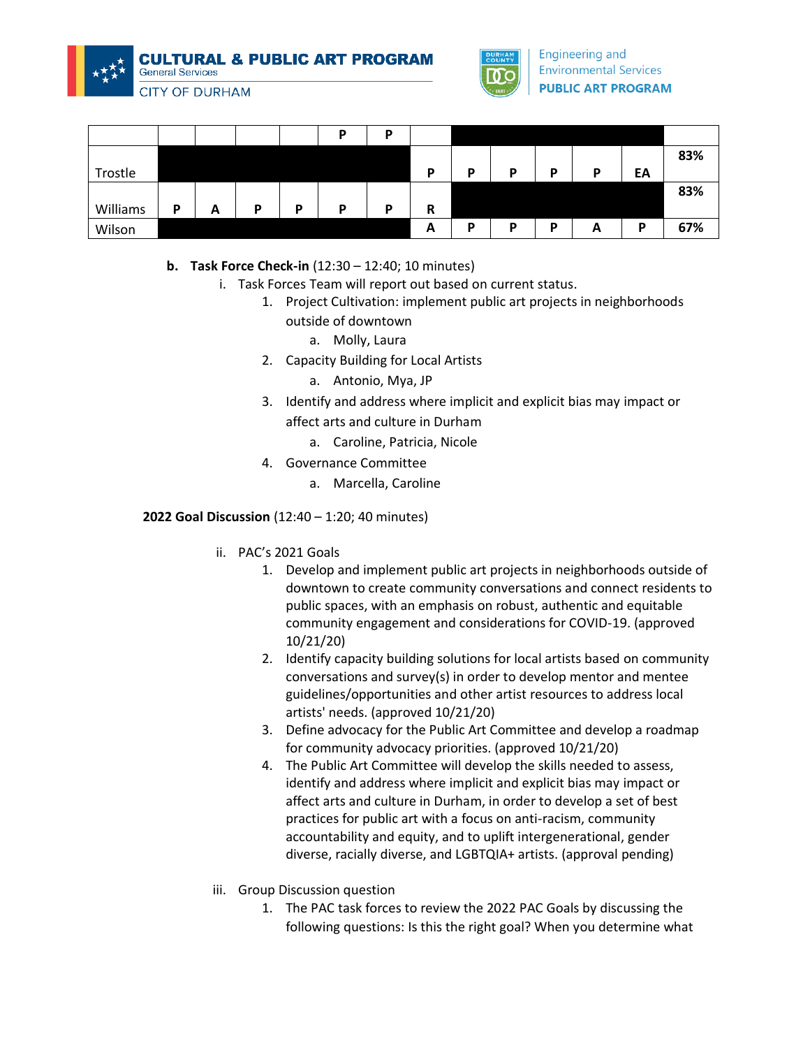|  |  |  |  |  | P | P |  |  |  |  |  |  |  |
|---|---|---|---|---|---|---|---|---|---|---|---|---|---|
| Trostle |  |  |  |  |  |  | P | P | P | P | P | EA | 83% |
| Williams | P | A | P | P | P | P | R |  |  |  |  |  | 83% |
| Wilson |  |  |  |  |  |  | A | P | P | P | A | P | 67% |

**b. Task Force Check-in** (12:30 – 12:40; 10 minutes)

i. Task Forces Team will report out based on current status.

1. Project Cultivation: implement public art projects in neighborhoods outside of downtown
   a. Molly, Laura
2. Capacity Building for Local Artists
   a. Antonio, Mya, JP
3. Identify and address where implicit and explicit bias may impact or affect arts and culture in Durham
   a. Caroline, Patricia, Nicole
4. Governance Committee
   a. Marcella, Caroline

**2022 Goal Discussion** (12:40 – 1:20; 40 minutes)

ii. PAC's 2021 Goals

1. Develop and implement public art projects in neighborhoods outside of downtown to create community conversations and connect residents to public spaces, with an emphasis on robust, authentic and equitable community engagement and considerations for COVID-19. (approved 10/21/20)
2. Identify capacity building solutions for local artists based on community conversations and survey(s) in order to develop mentor and mentee guidelines/opportunities and other artist resources to address local artists' needs. (approved 10/21/20)
3. Define advocacy for the Public Art Committee and develop a roadmap for community advocacy priorities. (approved 10/21/20)
4. The Public Art Committee will develop the skills needed to assess, identify and address where implicit and explicit bias may impact or affect arts and culture in Durham, in order to develop a set of best practices for public art with a focus on anti-racism, community accountability and equity, and to uplift intergenerational, gender diverse, racially diverse, and LGBTQIA+ artists. (approval pending)

iii. Group Discussion question

1. The PAC task forces to review the 2022 PAC Goals by discussing the following questions: Is this the right goal? When you determine what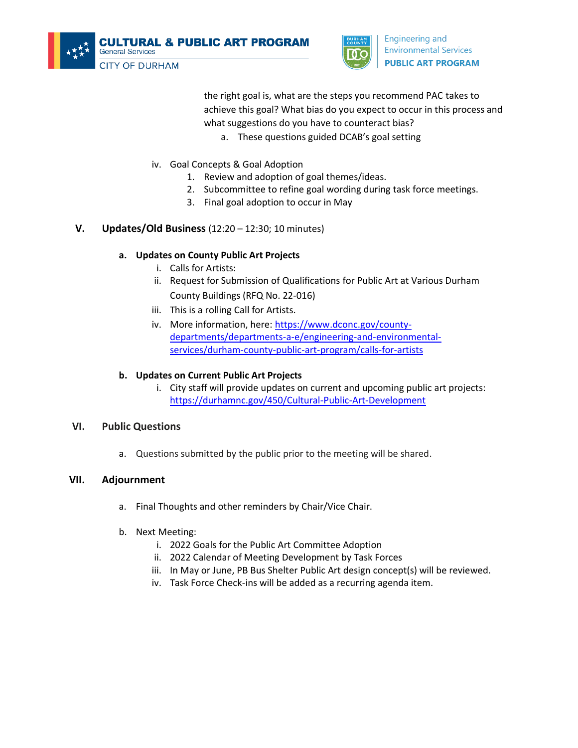the right goal is, what are the steps you recommend PAC takes to achieve this goal? What bias do you expect to occur in this process and what suggestions do you have to counteract bias?

a. These questions guided DCAB's goal setting

iv. Goal Concepts & Goal Adoption
1. Review and adoption of goal themes/ideas.
2. Subcommittee to refine goal wording during task force meetings.
3. Final goal adoption to occur in May

## V. **Updates/Old Business** (12:20 – 12:30; 10 minutes)

### a. Updates on County Public Art Projects

i. Calls for Artists:

ii. Request for Submission of Qualifications for Public Art at Various Durham County Buildings (RFQ No. 22-016)

iii. This is a rolling Call for Artists.

iv. More information, here: https://www.dconc.gov/county-departments/departments-a-e/engineering-and-environmental-services/durham-county-public-art-program/calls-for-artists

### b. Updates on Current Public Art Projects

i. City staff will provide updates on current and upcoming public art projects: https://durhamnc.gov/450/Cultural-Public-Art-Development

## VI. Public Questions

a. Questions submitted by the public prior to the meeting will be shared.

## VII. Adjournment

a. Final Thoughts and other reminders by Chair/Vice Chair.

b. Next Meeting:

i. 2022 Goals for the Public Art Committee Adoption

ii. 2022 Calendar of Meeting Development by Task Forces

iii. In May or June, PB Bus Shelter Public Art design concept(s) will be reviewed.

iv. Task Force Check-ins will be added as a recurring agenda item.